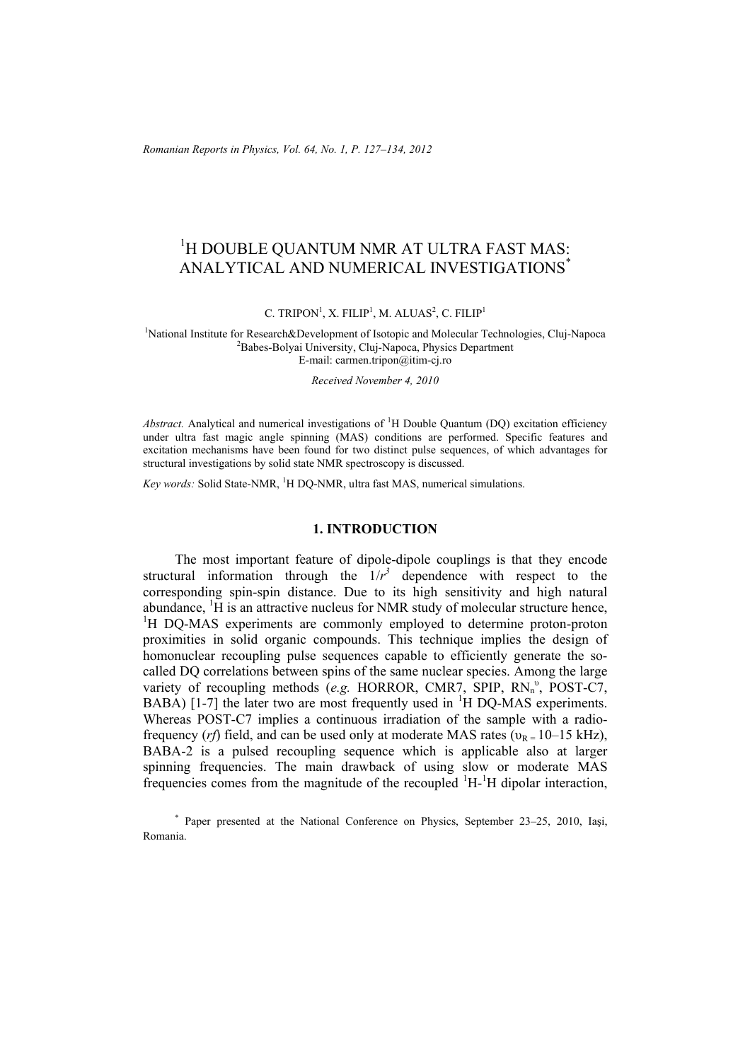# $^{1}$H DOUBLE QUANTUM NMR AT ULTRA FAST MAS: ANALYTICAL AND NUMERICAL INVESTIGATIONS*

C. TRIPON[1], X. FILIP[1], M. ALUAS[2], C. FILIP[1]

[1]National Institute for Research&Development of Isotopic and Molecular Technologies, Cluj-Napoca
[2]Babes-Bolyai University, Cluj-Napoca, Physics Department
E-mail: carmen.tripon@itim-cj.ro

*Received November 4, 2010*

*Abstract.* Analytical and numerical investigations of $^{1}$H Double Quantum (DQ) excitation efficiency under ultra fast magic angle spinning (MAS) conditions are performed. Specific features and excitation mechanisms have been found for two distinct pulse sequences, of which advantages for structural investigations by solid state NMR spectroscopy is discussed.

*Key words:* Solid State-NMR, $^{1}$H DQ-NMR, ultra fast MAS, numerical simulations.

## 1. INTRODUCTION

The most important feature of dipole-dipole couplings is that they encode structural information through the $1/r^3$ dependence with respect to the corresponding spin-spin distance. Due to its high sensitivity and high natural abundance, $^{1}$H is an attractive nucleus for NMR study of molecular structure hence, $^{1}$H DQ-MAS experiments are commonly employed to determine proton-proton proximities in solid organic compounds. This technique implies the design of homonuclear recoupling pulse sequences capable to efficiently generate the so-called DQ correlations between spins of the same nuclear species. Among the large variety of recoupling methods (*e.g.* HORROR, CMR7, SPIP, $RN_n^{\upsilon}$, POST-C7, BABA) [1-7] the later two are most frequently used in $^{1}$H DQ-MAS experiments. Whereas POST-C7 implies a continuous irradiation of the sample with a radio-frequency (*rf*) field, and can be used only at moderate MAS rates ($\upsilon_{R} = 10$–$15$ kHz), BABA-2 is a pulsed recoupling sequence which is applicable also at larger spinning frequencies. The main drawback of using slow or moderate MAS frequencies comes from the magnitude of the recoupled $^{1}$H-$^{1}$H dipolar interaction,

* Paper presented at the National Conference on Physics, September 23–25, 2010, Iași, Romania.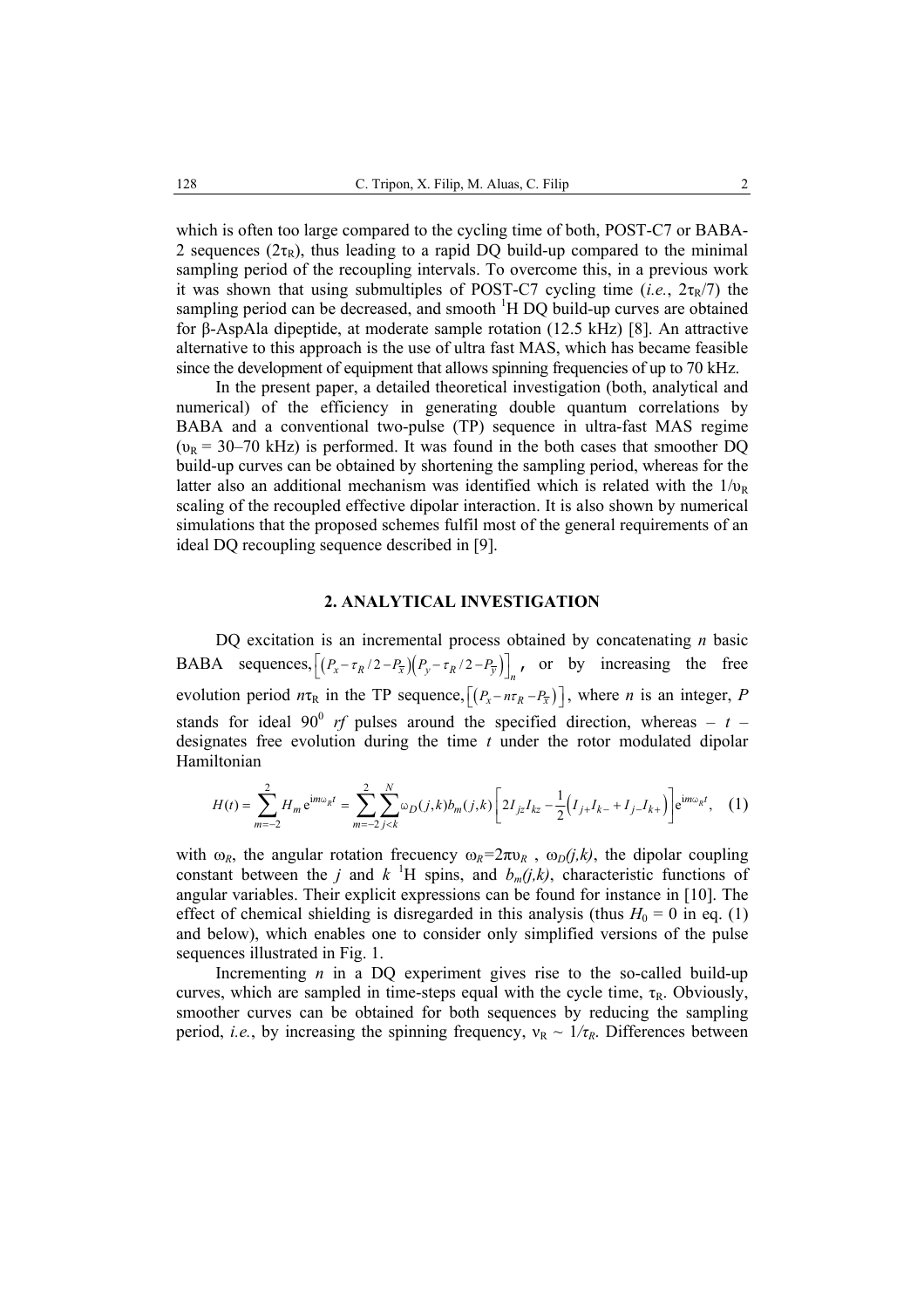which is often too large compared to the cycling time of both, POST-C7 or BABA-2 sequences ($2\tau_R$), thus leading to a rapid DQ build-up compared to the minimal sampling period of the recoupling intervals. To overcome this, in a previous work it was shown that using submultiples of POST-C7 cycling time (*i.e.*, $2\tau_R/7$) the sampling period can be decreased, and smooth $^1$H DQ build-up curves are obtained for β-AspAla dipeptide, at moderate sample rotation (12.5 kHz) [8]. An attractive alternative to this approach is the use of ultra fast MAS, which has became feasible since the development of equipment that allows spinning frequencies of up to 70 kHz.

In the present paper, a detailed theoretical investigation (both, analytical and numerical) of the efficiency in generating double quantum correlations by BABA and a conventional two-pulse (TP) sequence in ultra-fast MAS regime ($\upsilon_R$ = 30–70 kHz) is performed. It was found in the both cases that smoother DQ build-up curves can be obtained by shortening the sampling period, whereas for the latter also an additional mechanism was identified which is related with the $1/\upsilon_R$ scaling of the recoupled effective dipolar interaction. It is also shown by numerical simulations that the proposed schemes fulfil most of the general requirements of an ideal DQ recoupling sequence described in [9].

## 2. ANALYTICAL INVESTIGATION

DQ excitation is an incremental process obtained by concatenating $n$ basic BABA sequences, $\left[\left(P_x - \tau_R/2 - P_{\bar{x}}\right)\left(P_y - \tau_R/2 - P_{\bar{y}}\right)\right]_n$, or by increasing the free evolution period $n\tau_R$ in the TP sequence, $\left[\left(P_x - n\tau_R - P_{\bar{x}}\right)\right]$, where $n$ is an integer, $P$ stands for ideal $90^0$ *rf* pulses around the specified direction, whereas – $t$ – designates free evolution during the time $t$ under the rotor modulated dipolar Hamiltonian

$$H(t) = \sum_{m=-2}^{2} H_m \,\mathrm{e}^{\mathrm{i}m\omega_R t} = \sum_{m=-2}^{2}\sum_{j<k}^{N} \omega_D(j,k) b_m(j,k)\left[2I_{jz}I_{kz} - \frac{1}{2}\left(I_{j+}I_{k-} + I_{j-}I_{k+}\right)\right]\mathrm{e}^{\mathrm{i}m\omega_R t}, \quad (1)$$

with $\omega_R$, the angular rotation frecuency $\omega_R = 2\pi\upsilon_R$ , $\omega_D(j,k)$, the dipolar coupling constant between the $j$ and $k$ $^1$H spins, and $b_m(j,k)$, characteristic functions of angular variables. Their explicit expressions can be found for instance in [10]. The effect of chemical shielding is disregarded in this analysis (thus $H_0$ = 0 in eq. (1) and below), which enables one to consider only simplified versions of the pulse sequences illustrated in Fig. 1.

Incrementing $n$ in a DQ experiment gives rise to the so-called build-up curves, which are sampled in time-steps equal with the cycle time, $\tau_R$. Obviously, smoother curves can be obtained for both sequences by reducing the sampling period, *i.e.*, by increasing the spinning frequency, $\nu_R \sim 1/\tau_R$. Differences between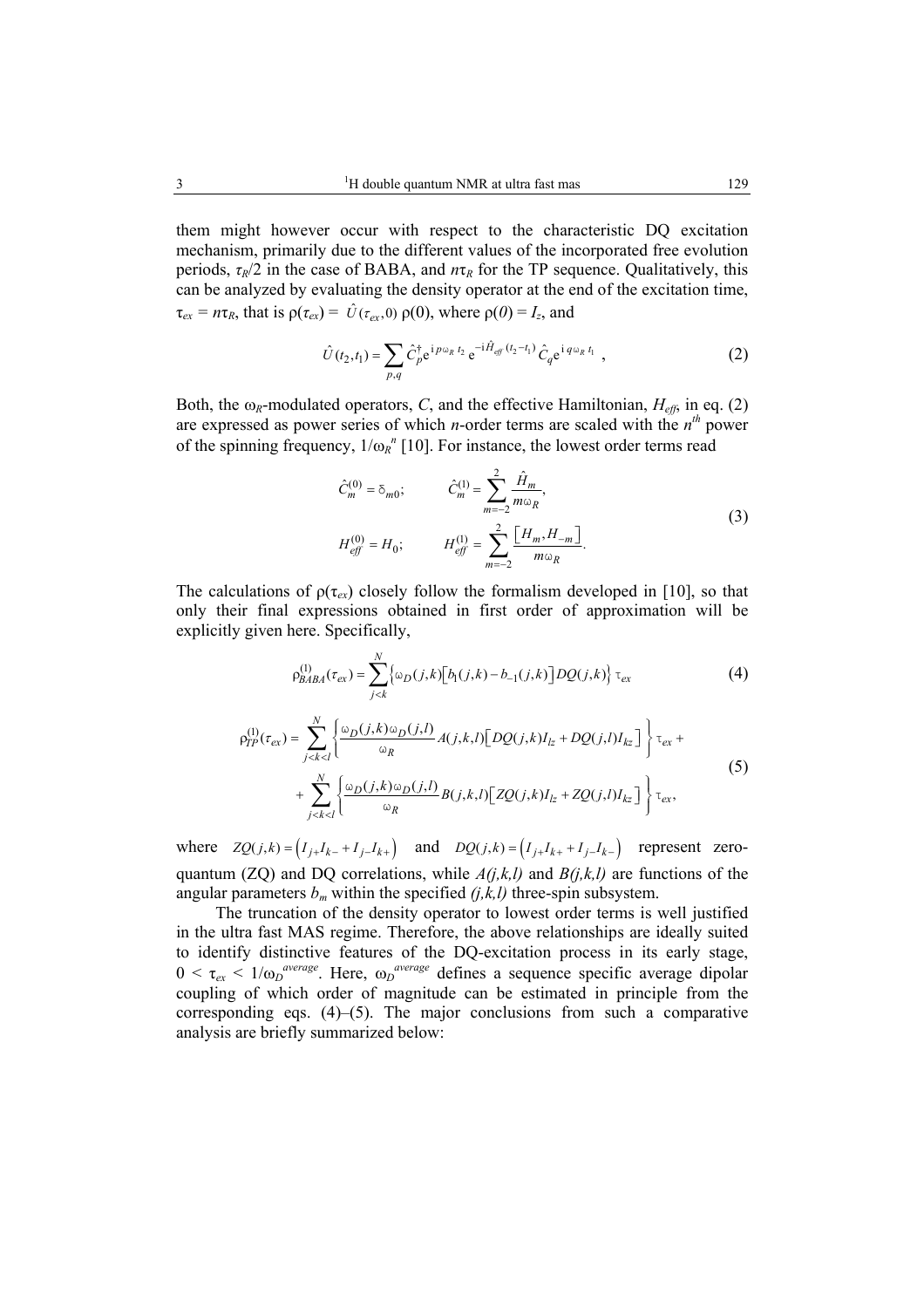them might however occur with respect to the characteristic DQ excitation mechanism, primarily due to the different values of the incorporated free evolution periods, $\tau_R/2$ in the case of BABA, and $n\tau_R$ for the TP sequence. Qualitatively, this can be analyzed by evaluating the density operator at the end of the excitation time, $\tau_{ex} = n\tau_R$, that is $\rho(\tau_{ex}) = \hat{U}(\tau_{ex}, 0)\ \rho(0)$, where $\rho(0) = I_z$, and

$$\hat{U}(t_2, t_1) = \sum_{p,q} \hat{C}_p^{\dagger} e^{\mathrm{i}\, p\,\omega_R\, t_2}\, e^{-\mathrm{i}\hat{H}_{eff}(t_2 - t_1)}\, \hat{C}_q e^{\mathrm{i}\, q\,\omega_R\, t_1}\ , \tag{2}$$

Both, the $\omega_R$-modulated operators, $C$, and the effective Hamiltonian, $H_{eff}$, in eq. (2) are expressed as power series of which $n$-order terms are scaled with the $n^{th}$ power of the spinning frequency, $1/\omega_R^n$ [10]. For instance, the lowest order terms read

$$\begin{aligned} \hat{C}_m^{(0)} &= \delta_{m0}; \qquad & \hat{C}_m^{(1)} &= \sum_{m=-2}^{2} \frac{\hat{H}_m}{m\omega_R}, \\ H_{eff}^{(0)} &= H_0; \qquad & H_{eff}^{(1)} &= \sum_{m=-2}^{2} \frac{\left[H_m, H_{-m}\right]}{m\omega_R}. \end{aligned} \tag{3}$$

The calculations of $\rho(\tau_{ex})$ closely follow the formalism developed in [10], so that only their final expressions obtained in first order of approximation will be explicitly given here. Specifically,

$$\rho_{BABA}^{(1)}(\tau_{ex}) = \sum_{j<k}^{N} \left\{ \omega_D(j,k)\left[b_1(j,k) - b_{-1}(j,k)\right] DQ(j,k) \right\} \tau_{ex} \tag{4}$$

$$\begin{aligned} \rho_{TP}^{(1)}(\tau_{ex}) = &\sum_{j<k<l}^{N} \left\{ \frac{\omega_D(j,k)\,\omega_D(j,l)}{\omega_R} A(j,k,l)\left[DQ(j,k) I_{lz} + DQ(j,l) I_{kz}\right] \right\} \tau_{ex} + \\ &+ \sum_{j<k<l}^{N} \left\{ \frac{\omega_D(j,k)\,\omega_D(j,l)}{\omega_R} B(j,k,l)\left[ZQ(j,k) I_{lz} + ZQ(j,l) I_{kz}\right] \right\} \tau_{ex}, \end{aligned} \tag{5}$$

where $ZQ(j,k) = \left(I_{j+}I_{k-} + I_{j-}I_{k+}\right)$ and $DQ(j,k) = \left(I_{j+}I_{k+} + I_{j-}I_{k-}\right)$ represent zero-quantum (ZQ) and DQ correlations, while $A(j,k,l)$ and $B(j,k,l)$ are functions of the angular parameters $b_m$ within the specified $(j,k,l)$ three-spin subsystem.

The truncation of the density operator to lowest order terms is well justified in the ultra fast MAS regime. Therefore, the above relationships are ideally suited to identify distinctive features of the DQ-excitation process in its early stage, $0 < \tau_{ex} < 1/\omega_D^{average}$. Here, $\omega_D^{average}$ defines a sequence specific average dipolar coupling of which order of magnitude can be estimated in principle from the corresponding eqs. (4)–(5). The major conclusions from such a comparative analysis are briefly summarized below: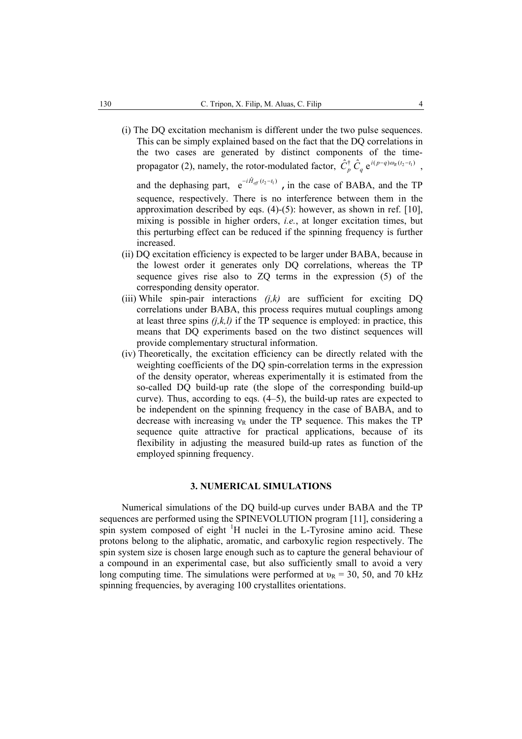(i) The DQ excitation mechanism is different under the two pulse sequences. This can be simply explained based on the fact that the DQ correlations in the two cases are generated by distinct components of the time-propagator (2), namely, the rotor-modulated factor, $\hat{C}_p^{\dagger}\,\hat{C}_q\,\mathrm{e}^{i(p-q)\omega_R(t_2-t_1)}$, and the dephasing part, $\mathrm{e}^{-i\hat{H}_{eff}(t_2-t_1)}$, in the case of BABA, and the TP sequence, respectively. There is no interference between them in the approximation described by eqs. (4)-(5): however, as shown in ref. [10], mixing is possible in higher orders, *i.e.*, at longer excitation times, but this perturbing effect can be reduced if the spinning frequency is further increased.

(ii) DQ excitation efficiency is expected to be larger under BABA, because in the lowest order it generates only DQ correlations, whereas the TP sequence gives rise also to ZQ terms in the expression (5) of the corresponding density operator.

(iii) While spin-pair interactions *(j,k)* are sufficient for exciting DQ correlations under BABA, this process requires mutual couplings among at least three spins *(j,k,l)* if the TP sequence is employed: in practice, this means that DQ experiments based on the two distinct sequences will provide complementary structural information.

(iv) Theoretically, the excitation efficiency can be directly related with the weighting coefficients of the DQ spin-correlation terms in the expression of the density operator, whereas experimentally it is estimated from the so-called DQ build-up rate (the slope of the corresponding build-up curve). Thus, according to eqs. (4–5), the build-up rates are expected to be independent on the spinning frequency in the case of BABA, and to decrease with increasing $\nu_R$ under the TP sequence. This makes the TP sequence quite attractive for practical applications, because of its flexibility in adjusting the measured build-up rates as function of the employed spinning frequency.

## 3. NUMERICAL SIMULATIONS

Numerical simulations of the DQ build-up curves under BABA and the TP sequences are performed using the SPINEVOLUTION program [11], considering a spin system composed of eight $^1$H nuclei in the L-Tyrosine amino acid. These protons belong to the aliphatic, aromatic, and carboxylic region respectively. The spin system size is chosen large enough such as to capture the general behaviour of a compound in an experimental case, but also sufficiently small to avoid a very long computing time. The simulations were performed at $\upsilon_R$ = 30, 50, and 70 kHz spinning frequencies, by averaging 100 crystallites orientations.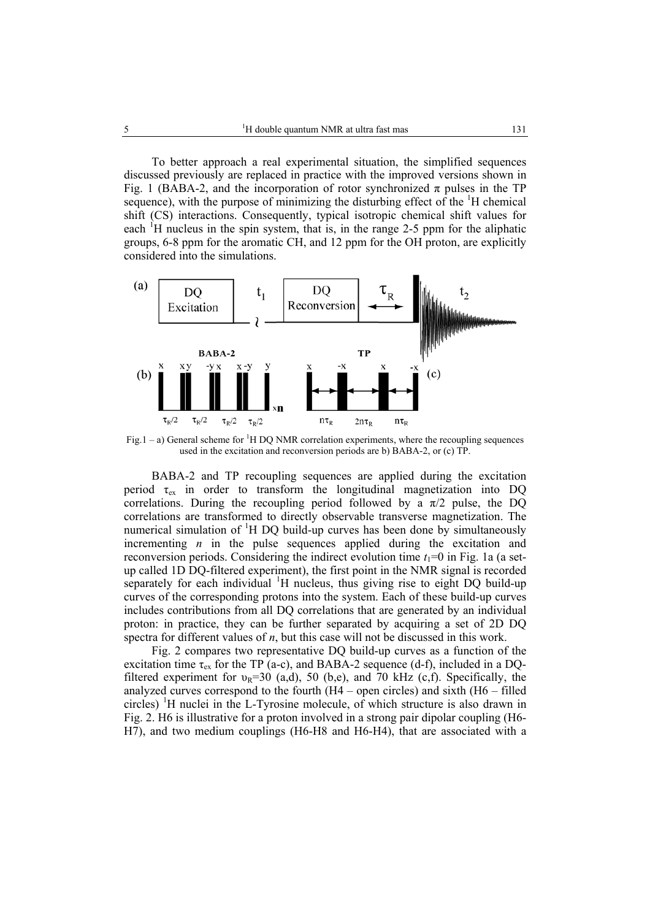To better approach a real experimental situation, the simplified sequences discussed previously are replaced in practice with the improved versions shown in Fig. 1 (BABA-2, and the incorporation of rotor synchronized π pulses in the TP sequence), with the purpose of minimizing the disturbing effect of the $^{1}$H chemical shift (CS) interactions. Consequently, typical isotropic chemical shift values for each $^{1}$H nucleus in the spin system, that is, in the range 2-5 ppm for the aliphatic groups, 6-8 ppm for the aromatic CH, and 12 ppm for the OH proton, are explicitly considered into the simulations.

Fig.1 – a) General scheme for $^{1}$H DQ NMR correlation experiments, where the recoupling sequences used in the excitation and reconversion periods are b) BABA-2, or (c) TP.

BABA-2 and TP recoupling sequences are applied during the excitation period $\tau_{ex}$ in order to transform the longitudinal magnetization into DQ correlations. During the recoupling period followed by a π/2 pulse, the DQ correlations are transformed to directly observable transverse magnetization. The numerical simulation of $^{1}$H DQ build-up curves has been done by simultaneously incrementing $n$ in the pulse sequences applied during the excitation and reconversion periods. Considering the indirect evolution time $t_1$=0 in Fig. 1a (a set-up called 1D DQ-filtered experiment), the first point in the NMR signal is recorded separately for each individual $^{1}$H nucleus, thus giving rise to eight DQ build-up curves of the corresponding protons into the system. Each of these build-up curves includes contributions from all DQ correlations that are generated by an individual proton: in practice, they can be further separated by acquiring a set of 2D DQ spectra for different values of $n$, but this case will not be discussed in this work.

Fig. 2 compares two representative DQ build-up curves as a function of the excitation time $\tau_{ex}$ for the TP (a-c), and BABA-2 sequence (d-f), included in a DQ-filtered experiment for $\upsilon_R$=30 (a,d), 50 (b,e), and 70 kHz (c,f). Specifically, the analyzed curves correspond to the fourth (H4 – open circles) and sixth (H6 – filled circles) $^{1}$H nuclei in the L-Tyrosine molecule, of which structure is also drawn in Fig. 2. H6 is illustrative for a proton involved in a strong pair dipolar coupling (H6-H7), and two medium couplings (H6-H8 and H6-H4), that are associated with a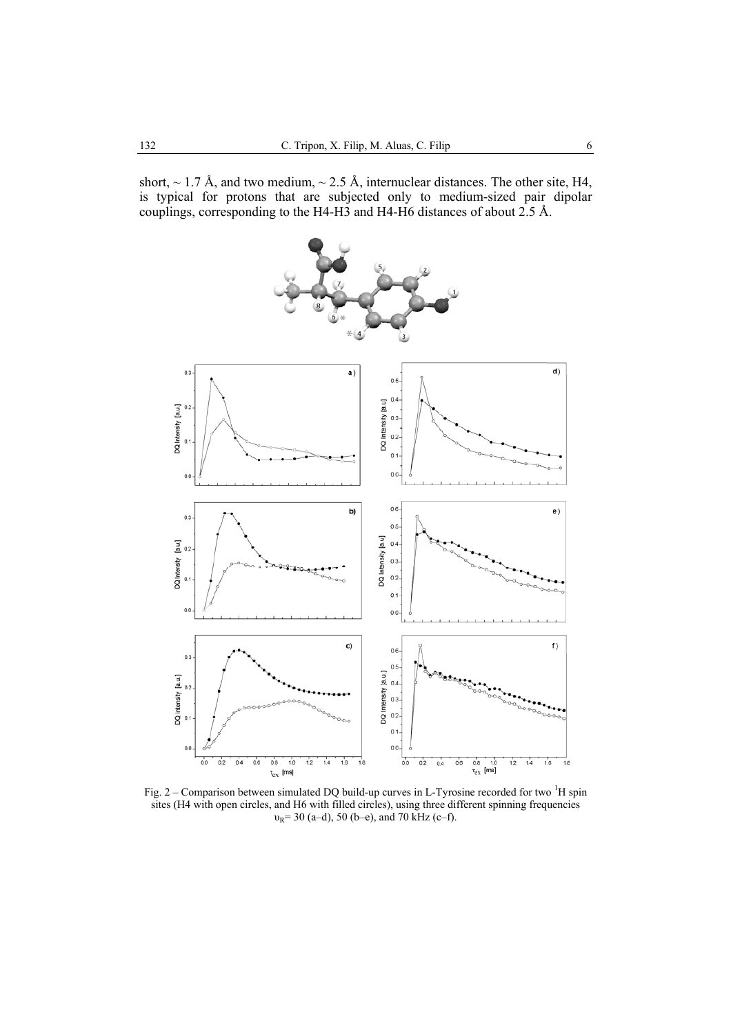short, ~ 1.7 Å, and two medium, ~ 2.5 Å, internuclear distances. The other site, H4, is typical for protons that are subjected only to medium-sized pair dipolar couplings, corresponding to the H4-H3 and H4-H6 distances of about 2.5 Å.

Fig. 2 – Comparison between simulated DQ build-up curves in L-Tyrosine recorded for two $^{1}$H spin sites (H4 with open circles, and H6 with filled circles), using three different spinning frequencies $\upsilon_R$= 30 (a–d), 50 (b–e), and 70 kHz (c–f).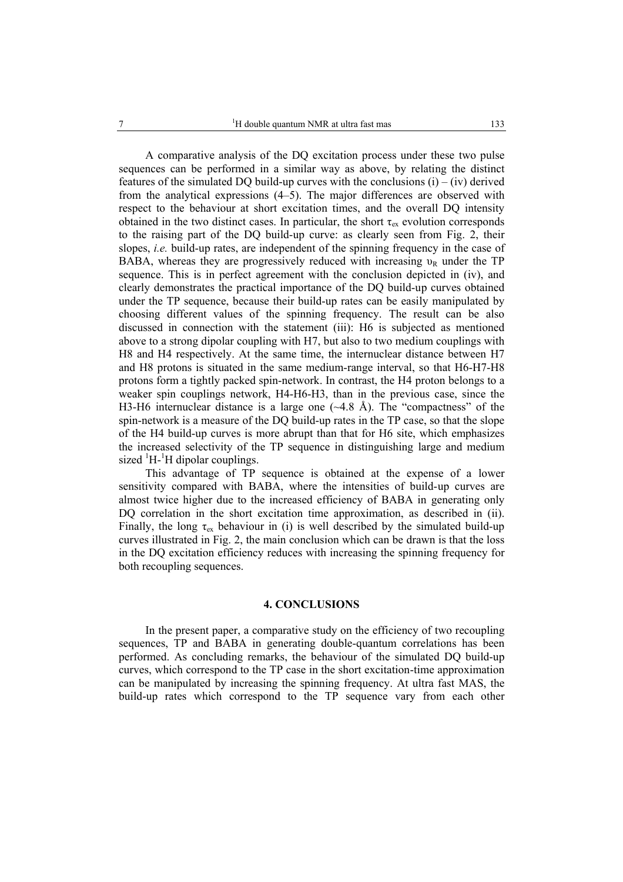A comparative analysis of the DQ excitation process under these two pulse sequences can be performed in a similar way as above, by relating the distinct features of the simulated DQ build-up curves with the conclusions (i) – (iv) derived from the analytical expressions (4–5). The major differences are observed with respect to the behaviour at short excitation times, and the overall DQ intensity obtained in the two distinct cases. In particular, the short $\tau_{ex}$ evolution corresponds to the raising part of the DQ build-up curve: as clearly seen from Fig. 2, their slopes, *i.e.* build-up rates, are independent of the spinning frequency in the case of BABA, whereas they are progressively reduced with increasing $\upsilon_R$ under the TP sequence. This is in perfect agreement with the conclusion depicted in (iv), and clearly demonstrates the practical importance of the DQ build-up curves obtained under the TP sequence, because their build-up rates can be easily manipulated by choosing different values of the spinning frequency. The result can be also discussed in connection with the statement (iii): H6 is subjected as mentioned above to a strong dipolar coupling with H7, but also to two medium couplings with H8 and H4 respectively. At the same time, the internuclear distance between H7 and H8 protons is situated in the same medium-range interval, so that H6-H7-H8 protons form a tightly packed spin-network. In contrast, the H4 proton belongs to a weaker spin couplings network, H4-H6-H3, than in the previous case, since the H3-H6 internuclear distance is a large one (~4.8 Å). The "compactness" of the spin-network is a measure of the DQ build-up rates in the TP case, so that the slope of the H4 build-up curves is more abrupt than that for H6 site, which emphasizes the increased selectivity of the TP sequence in distinguishing large and medium sized $^{1}$H-$^{1}$H dipolar couplings.

This advantage of TP sequence is obtained at the expense of a lower sensitivity compared with BABA, where the intensities of build-up curves are almost twice higher due to the increased efficiency of BABA in generating only DQ correlation in the short excitation time approximation, as described in (ii). Finally, the long $\tau_{ex}$ behaviour in (i) is well described by the simulated build-up curves illustrated in Fig. 2, the main conclusion which can be drawn is that the loss in the DQ excitation efficiency reduces with increasing the spinning frequency for both recoupling sequences.

## 4. CONCLUSIONS

In the present paper, a comparative study on the efficiency of two recoupling sequences, TP and BABA in generating double-quantum correlations has been performed. As concluding remarks, the behaviour of the simulated DQ build-up curves, which correspond to the TP case in the short excitation-time approximation can be manipulated by increasing the spinning frequency. At ultra fast MAS, the build-up rates which correspond to the TP sequence vary from each other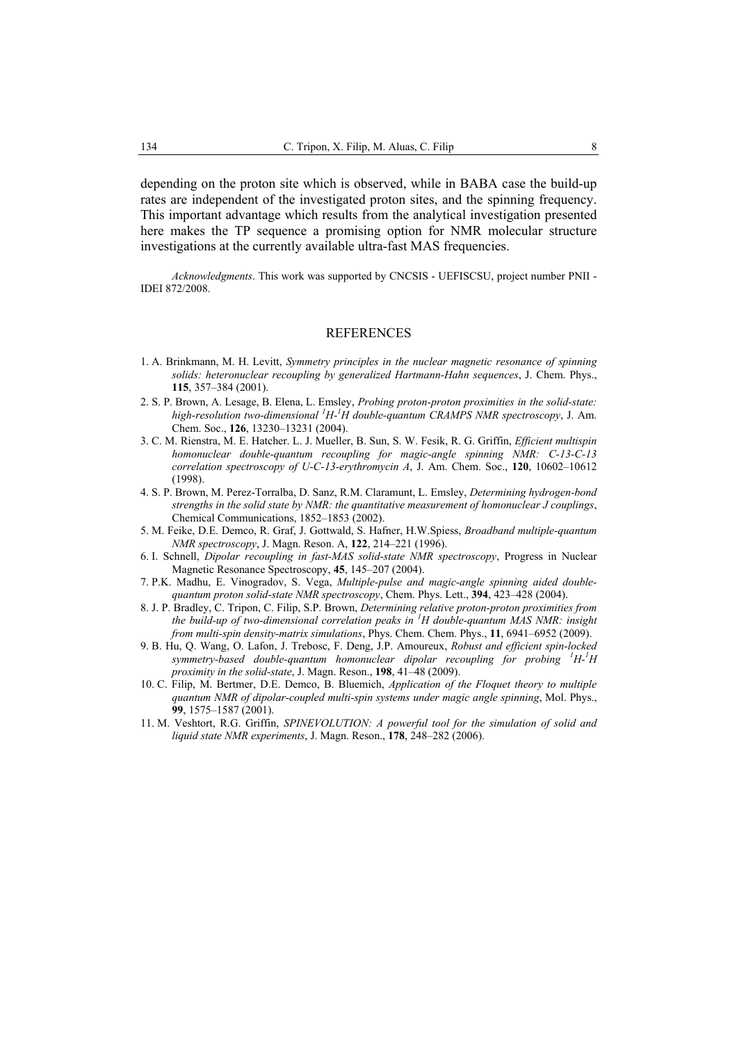depending on the proton site which is observed, while in BABA case the build-up rates are independent of the investigated proton sites, and the spinning frequency. This important advantage which results from the analytical investigation presented here makes the TP sequence a promising option for NMR molecular structure investigations at the currently available ultra-fast MAS frequencies.

*Acknowledgments*. This work was supported by CNCSIS - UEFISCSU, project number PNII - IDEI 872/2008.

## REFERENCES

1. A. Brinkmann, M. H. Levitt, *Symmetry principles in the nuclear magnetic resonance of spinning solids: heteronuclear recoupling by generalized Hartmann-Hahn sequences*, J. Chem. Phys., **115**, 357–384 (2001).
2. S. P. Brown, A. Lesage, B. Elena, L. Emsley, *Probing proton-proton proximities in the solid-state: high-resolution two-dimensional $^{1}H$-$^{1}H$ double-quantum CRAMPS NMR spectroscopy*, J. Am. Chem. Soc., **126**, 13230–13231 (2004).
3. C. M. Rienstra, M. E. Hatcher. L. J. Mueller, B. Sun, S. W. Fesik, R. G. Griffin, *Efficient multispin homonuclear double-quantum recoupling for magic-angle spinning NMR: C-13-C-13 correlation spectroscopy of U-C-13-erythromycin A*, J. Am. Chem. Soc., **120**, 10602–10612 (1998).
4. S. P. Brown, M. Perez-Torralba, D. Sanz, R.M. Claramunt, L. Emsley, *Determining hydrogen-bond strengths in the solid state by NMR: the quantitative measurement of homonuclear J couplings*, Chemical Communications, 1852–1853 (2002).
5. M. Feike, D.E. Demco, R. Graf, J. Gottwald, S. Hafner, H.W.Spiess, *Broadband multiple-quantum NMR spectroscopy*, J. Magn. Reson. A, **122**, 214–221 (1996).
6. I. Schnell, *Dipolar recoupling in fast-MAS solid-state NMR spectroscopy*, Progress in Nuclear Magnetic Resonance Spectroscopy, **45**, 145–207 (2004).
7. P.K. Madhu, E. Vinogradov, S. Vega, *Multiple-pulse and magic-angle spinning aided double-quantum proton solid-state NMR spectroscopy*, Chem. Phys. Lett., **394**, 423–428 (2004).
8. J. P. Bradley, C. Tripon, C. Filip, S.P. Brown, *Determining relative proton-proton proximities from the build-up of two-dimensional correlation peaks in $^{1}H$ double-quantum MAS NMR: insight from multi-spin density-matrix simulations*, Phys. Chem. Chem. Phys., **11**, 6941–6952 (2009).
9. B. Hu, Q. Wang, O. Lafon, J. Trebosc, F. Deng, J.P. Amoureux, *Robust and efficient spin-locked symmetry-based double-quantum homonuclear dipolar recoupling for probing $^{1}H$-$^{1}H$ proximity in the solid-state*, J. Magn. Reson., **198**, 41–48 (2009).
10. C. Filip, M. Bertmer, D.E. Demco, B. Bluemich, *Application of the Floquet theory to multiple quantum NMR of dipolar-coupled multi-spin systems under magic angle spinning*, Mol. Phys., **99**, 1575–1587 (2001).
11. M. Veshtort, R.G. Griffin, *SPINEVOLUTION: A powerful tool for the simulation of solid and liquid state NMR experiments*, J. Magn. Reson., **178**, 248–282 (2006).